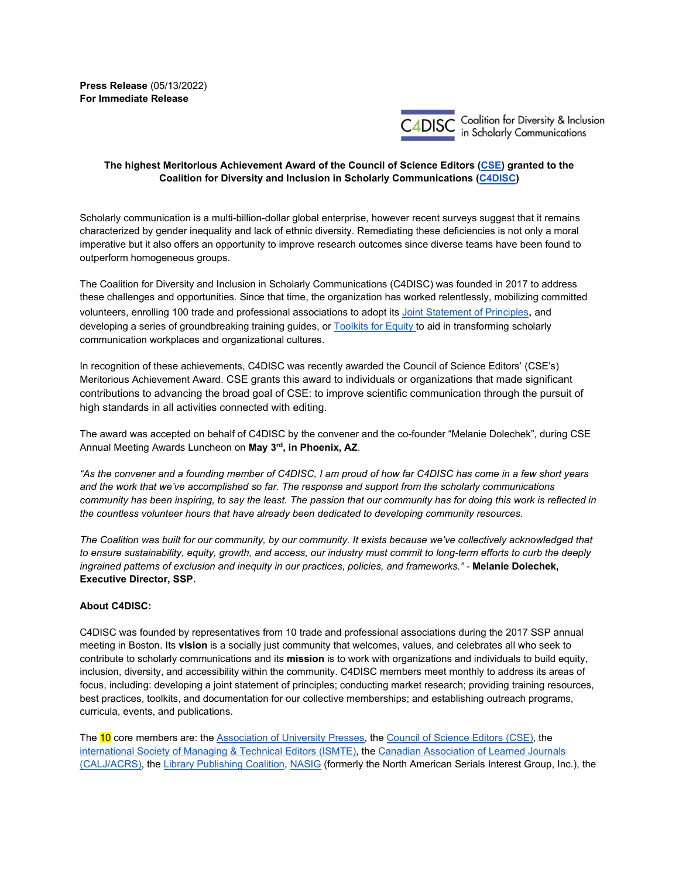**Press Release** (05/13/2022)
**For Immediate Release**

C4DISC Coalition for Diversity & Inclusion in Scholarly Communications

**The highest Meritorious Achievement Award of the Council of Science Editors (CSE) granted to the Coalition for Diversity and Inclusion in Scholarly Communications (C4DISC)**

Scholarly communication is a multi-billion-dollar global enterprise, however recent surveys suggest that it remains characterized by gender inequality and lack of ethnic diversity. Remediating these deficiencies is not only a moral imperative but it also offers an opportunity to improve research outcomes since diverse teams have been found to outperform homogeneous groups.

The Coalition for Diversity and Inclusion in Scholarly Communications (C4DISC) was founded in 2017 to address these challenges and opportunities. Since that time, the organization has worked relentlessly, mobilizing committed volunteers, enrolling 100 trade and professional associations to adopt its Joint Statement of Principles**,** and developing a series of groundbreaking training guides, or Toolkits for Equity to aid in transforming scholarly communication workplaces and organizational cultures.

In recognition of these achievements, C4DISC was recently awarded the Council of Science Editors' (CSE's) Meritorious Achievement Award. CSE grants this award to individuals or organizations that made significant contributions to advancing the broad goal of CSE: to improve scientific communication through the pursuit of high standards in all activities connected with editing.

The award was accepted on behalf of C4DISC by the convener and the co-founder "Melanie Dolechek", during CSE Annual Meeting Awards Luncheon on **May 3rd, in Phoenix, AZ**.

*"As the convener and a founding member of C4DISC, I am proud of how far C4DISC has come in a few short years and the work that we've accomplished so far. The response and support from the scholarly communications community has been inspiring, to say the least. The passion that our community has for doing this work is reflected in the countless volunteer hours that have already been dedicated to developing community resources.*

*The Coalition was built for our community, by our community. It exists because we've collectively acknowledged that to ensure sustainability, equity, growth, and access, our industry must commit to long-term efforts to curb the deeply ingrained patterns of exclusion and inequity in our practices, policies, and frameworks." -* **Melanie Dolechek, Executive Director, SSP.**

**About C4DISC:**

C4DISC was founded by representatives from 10 trade and professional associations during the 2017 SSP annual meeting in Boston. Its **vision** is a socially just community that welcomes, values, and celebrates all who seek to contribute to scholarly communications and its **mission** is to work with organizations and individuals to build equity, inclusion, diversity, and accessibility within the community. C4DISC members meet monthly to address its areas of focus, including: developing a joint statement of principles; conducting market research; providing training resources, best practices, toolkits, and documentation for our collective memberships; and establishing outreach programs, curricula, events, and publications.

The 10 core members are: the Association of University Presses, the Council of Science Editors (CSE), the international Society of Managing & Technical Editors (ISMTE), the Canadian Association of Learned Journals (CALJ/ACRS), the Library Publishing Coalition, NASIG (formerly the North American Serials Interest Group, Inc.), the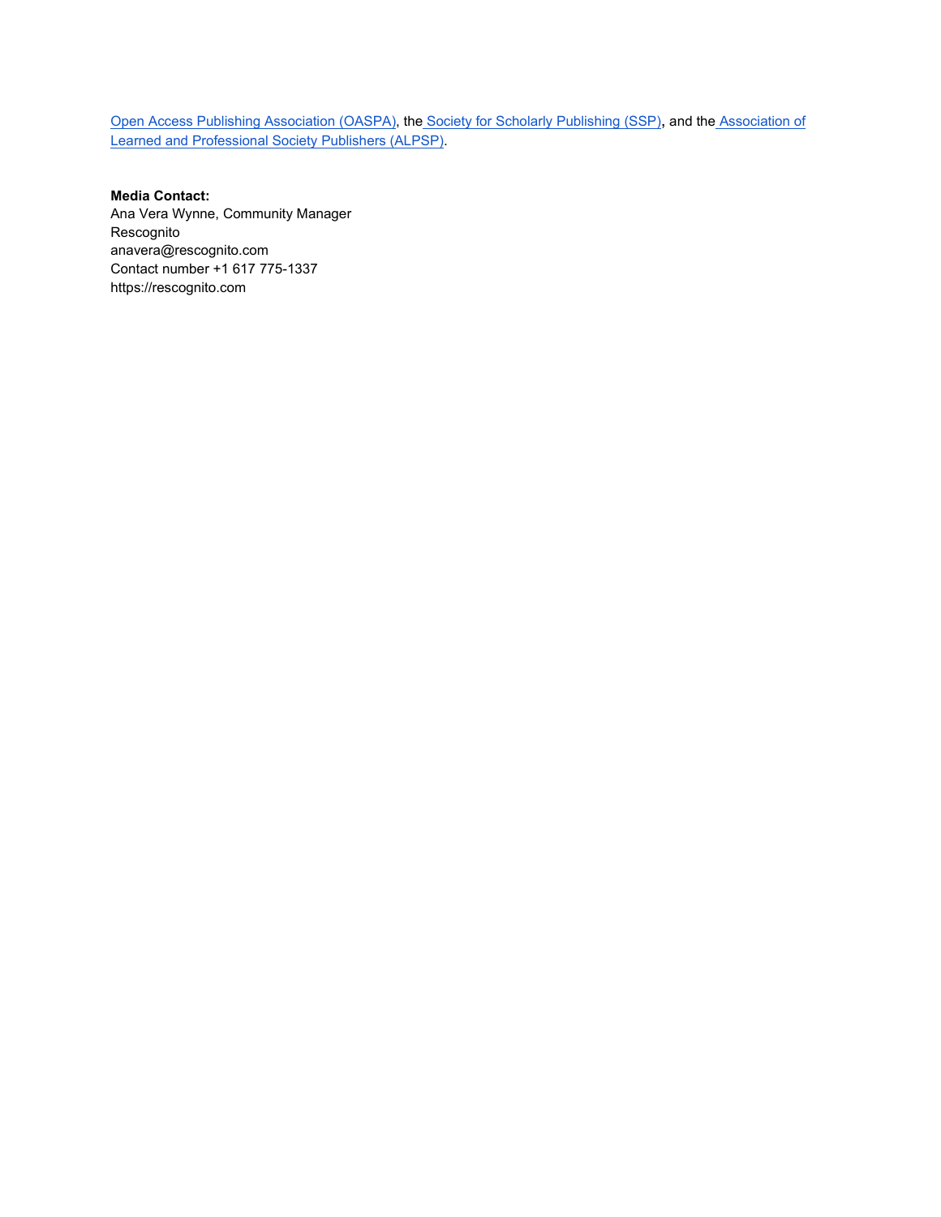Open Access Publishing Association (OASPA), the Society for Scholarly Publishing (SSP), and the Association of Learned and Professional Society Publishers (ALPSP).

**Media Contact:**
Ana Vera Wynne, Community Manager
Rescognito
anavera@rescognito.com
Contact number +1 617 775-1337
https://rescognito.com